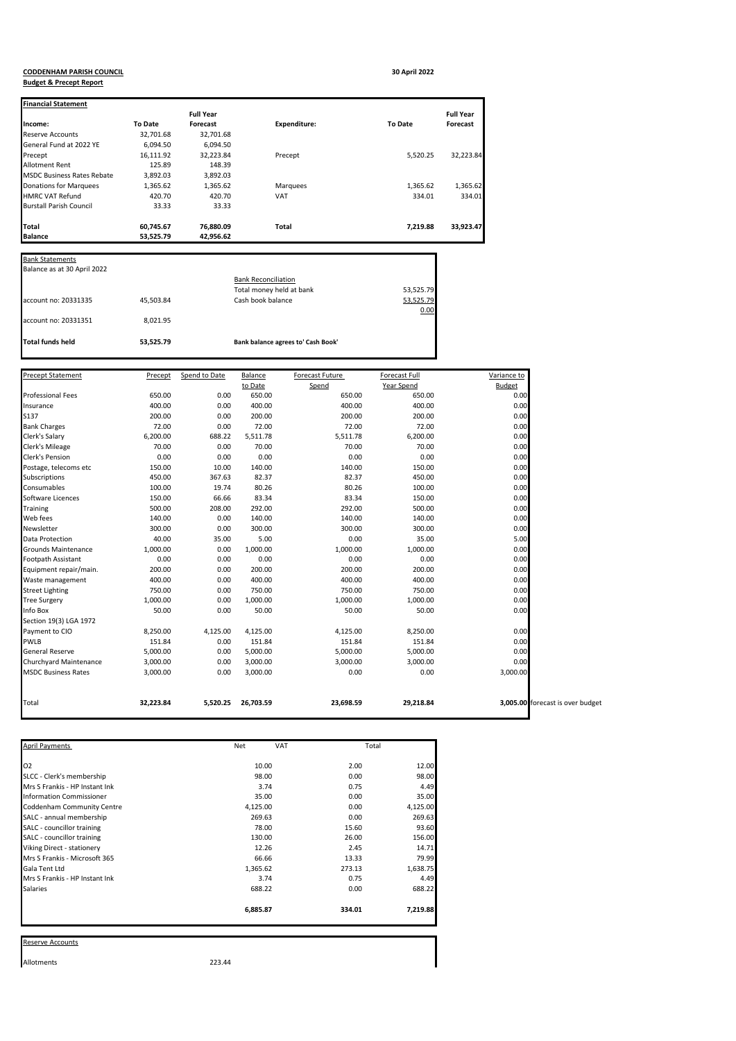**CODDENHAM PARISH COUNCIL**

**30 April 2022**

**Budget & Precept Report**

**Financial Statement**

| Income: | To Date | Full Year Forecast | Expenditure: | To Date | Full Year Forecast |
|---|---|---|---|---|---|
| Reserve Accounts | 32,701.68 | 32,701.68 | | | |
| General Fund at 2022 YE | 6,094.50 | 6,094.50 | | | |
| Precept | 16,111.92 | 32,223.84 | Precept | 5,520.25 | 32,223.84 |
| Allotment Rent | 125.89 | 148.39 | | | |
| MSDC Business Rates Rebate | 3,892.03 | 3,892.03 | | | |
| Donations for Marquees | 1,365.62 | 1,365.62 | Marquees | 1,365.62 | 1,365.62 |
| HMRC VAT Refund | 420.70 | 420.70 | VAT | 334.01 | 334.01 |
| Burstall Parish Council | 33.33 | 33.33 | | | |
| **Total** | **60,745.67** | **76,880.09** | **Total** | **7,219.88** | **33,923.47** |
| **Balance** | **53,525.79** | **42,956.62** | | | |

**Bank Statements**

Balance as at 30 April 2022

| | | | |
|---|---|---|---|
| | | Bank Reconciliation | |
| | | Total money held at bank | 53,525.79 |
| account no: 20331335 | 45,503.84 | Cash book balance | 53,525.79 |
| | | | 0.00 |
| account no: 20331351 | 8,021.95 | | |
| **Total funds held** | **53,525.79** | **Bank balance agrees to' Cash Book'** | |

| Precept Statement | Precept | Spend to Date | Balance to Date | Forecast Future Spend | Forecast Full Year Spend | Variance to Budget | |
|---|---|---|---|---|---|---|---|
| Professional Fees | 650.00 | 0.00 | 650.00 | 650.00 | 650.00 | 0.00 | |
| Insurance | 400.00 | 0.00 | 400.00 | 400.00 | 400.00 | 0.00 | |
| S137 | 200.00 | 0.00 | 200.00 | 200.00 | 200.00 | 0.00 | |
| Bank Charges | 72.00 | 0.00 | 72.00 | 72.00 | 72.00 | 0.00 | |
| Clerk's Salary | 6,200.00 | 688.22 | 5,511.78 | 5,511.78 | 6,200.00 | 0.00 | |
| Clerk's Mileage | 70.00 | 0.00 | 70.00 | 70.00 | 70.00 | 0.00 | |
| Clerk's Pension | 0.00 | 0.00 | 0.00 | 0.00 | 0.00 | 0.00 | |
| Postage, telecoms etc | 150.00 | 10.00 | 140.00 | 140.00 | 150.00 | 0.00 | |
| Subscriptions | 450.00 | 367.63 | 82.37 | 82.37 | 450.00 | 0.00 | |
| Consumables | 100.00 | 19.74 | 80.26 | 80.26 | 100.00 | 0.00 | |
| Software Licences | 150.00 | 66.66 | 83.34 | 83.34 | 150.00 | 0.00 | |
| Training | 500.00 | 208.00 | 292.00 | 292.00 | 500.00 | 0.00 | |
| Web fees | 140.00 | 0.00 | 140.00 | 140.00 | 140.00 | 0.00 | |
| Newsletter | 300.00 | 0.00 | 300.00 | 300.00 | 300.00 | 0.00 | |
| Data Protection | 40.00 | 35.00 | 5.00 | 0.00 | 35.00 | 5.00 | |
| Grounds Maintenance | 1,000.00 | 0.00 | 1,000.00 | 1,000.00 | 1,000.00 | 0.00 | |
| Footpath Assistant | 0.00 | 0.00 | 0.00 | 0.00 | 0.00 | 0.00 | |
| Equipment repair/main. | 200.00 | 0.00 | 200.00 | 200.00 | 200.00 | 0.00 | |
| Waste management | 400.00 | 0.00 | 400.00 | 400.00 | 400.00 | 0.00 | |
| Street Lighting | 750.00 | 0.00 | 750.00 | 750.00 | 750.00 | 0.00 | |
| Tree Surgery | 1,000.00 | 0.00 | 1,000.00 | 1,000.00 | 1,000.00 | 0.00 | |
| Info Box | 50.00 | 0.00 | 50.00 | 50.00 | 50.00 | 0.00 | |
| Section 19(3) LGA 1972 | | | | | | | |
| Payment to CIO | 8,250.00 | 4,125.00 | 4,125.00 | 4,125.00 | 8,250.00 | 0.00 | |
| PWLB | 151.84 | 0.00 | 151.84 | 151.84 | 151.84 | 0.00 | |
| General Reserve | 5,000.00 | 0.00 | 5,000.00 | 5,000.00 | 5,000.00 | 0.00 | |
| Churchyard Maintenance | 3,000.00 | 0.00 | 3,000.00 | 3,000.00 | 3,000.00 | 0.00 | |
| MSDC Business Rates | 3,000.00 | 0.00 | 3,000.00 | 0.00 | 0.00 | 3,000.00 | |
| Total | **32,223.84** | **5,520.25** | **26,703.59** | **23,698.59** | **29,218.84** | **3,005.00** | forecast is over budget |

| April Payments | Net | VAT | Total |
|---|---|---|---|
| O2 | 10.00 | 2.00 | 12.00 |
| SLCC - Clerk's membership | 98.00 | 0.00 | 98.00 |
| Mrs S Frankis - HP Instant Ink | 3.74 | 0.75 | 4.49 |
| Information Commissioner | 35.00 | 0.00 | 35.00 |
| Coddenham Community Centre | 4,125.00 | 0.00 | 4,125.00 |
| SALC - annual membership | 269.63 | 0.00 | 269.63 |
| SALC - councillor training | 78.00 | 15.60 | 93.60 |
| SALC - councillor training | 130.00 | 26.00 | 156.00 |
| Viking Direct - stationery | 12.26 | 2.45 | 14.71 |
| Mrs S Frankis - Microsoft 365 | 66.66 | 13.33 | 79.99 |
| Gala Tent Ltd | 1,365.62 | 273.13 | 1,638.75 |
| Mrs S Frankis - HP Instant Ink | 3.74 | 0.75 | 4.49 |
| Salaries | 688.22 | 0.00 | 688.22 |
| | **6,885.87** | **334.01** | **7,219.88** |

**Reserve Accounts**

| | |
|---|---|
| Allotments | 223.44 |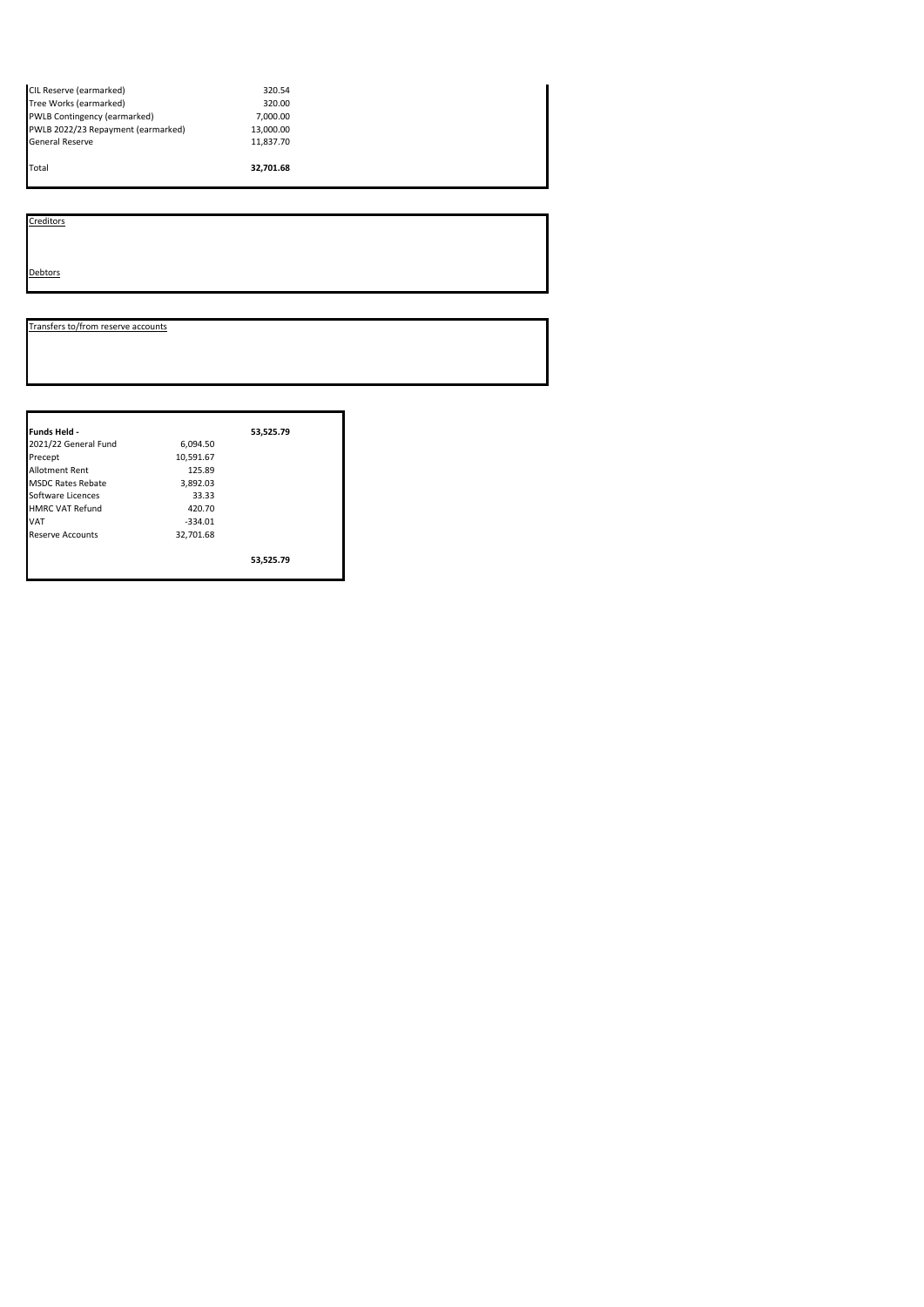| | |
|---|---|
| CIL Reserve (earmarked) | 320.54 |
| Tree Works (earmarked) | 320.00 |
| PWLB Contingency (earmarked) | 7,000.00 |
| PWLB 2022/23 Repayment (earmarked) | 13,000.00 |
| General Reserve | 11,837.70 |
| Total | **32,701.68** |

Creditors

Debtors

Transfers to/from reserve accounts

| | | |
|---|---|---|
| **Funds Held -** | | **53,525.79** |
| 2021/22 General Fund | 6,094.50 | |
| Precept | 10,591.67 | |
| Allotment Rent | 125.89 | |
| MSDC Rates Rebate | 3,892.03 | |
| Software Licences | 33.33 | |
| HMRC VAT Refund | 420.70 | |
| VAT | -334.01 | |
| Reserve Accounts | 32,701.68 | |
| | | **53,525.79** |